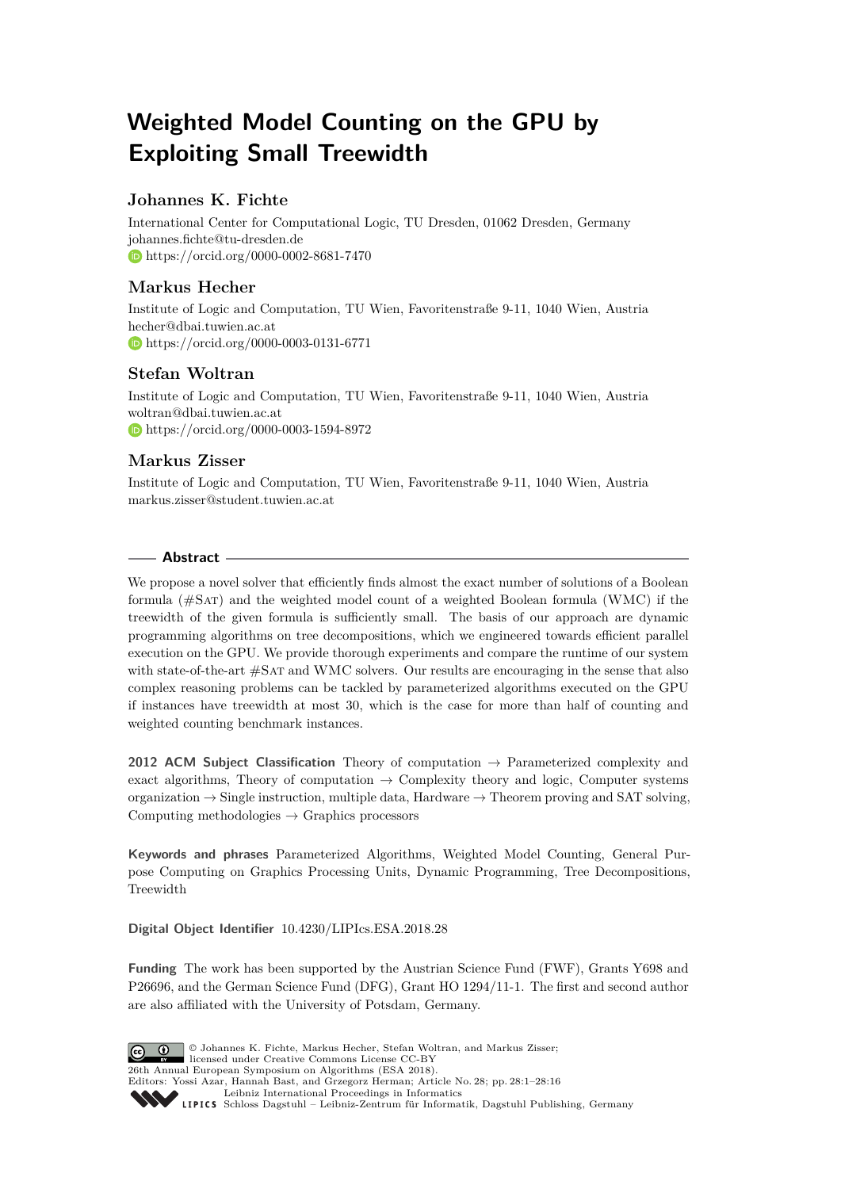# Weighted Model Counting on the GPU by Exploiting Small Treewidth

### Johannes K. Fichte

International Center for Computational Logic, TU Dresden, 01062 Dresden, Germany
johannes.fichte@tu-dresden.de
https://orcid.org/0000-0002-8681-7470

### Markus Hecher

Institute of Logic and Computation, TU Wien, Favoritenstraße 9-11, 1040 Wien, Austria
hecher@dbai.tuwien.ac.at
https://orcid.org/0000-0003-0131-6771

### Stefan Woltran

Institute of Logic and Computation, TU Wien, Favoritenstraße 9-11, 1040 Wien, Austria
woltran@dbai.tuwien.ac.at
https://orcid.org/0000-0003-1594-8972

### Markus Zisser

Institute of Logic and Computation, TU Wien, Favoritenstraße 9-11, 1040 Wien, Austria
markus.zisser@student.tuwien.ac.at

## Abstract

We propose a novel solver that efficiently finds almost the exact number of solutions of a Boolean formula (#SAT) and the weighted model count of a weighted Boolean formula (WMC) if the treewidth of the given formula is sufficiently small. The basis of our approach are dynamic programming algorithms on tree decompositions, which we engineered towards efficient parallel execution on the GPU. We provide thorough experiments and compare the runtime of our system with state-of-the-art #SAT and WMC solvers. Our results are encouraging in the sense that also complex reasoning problems can be tackled by parameterized algorithms executed on the GPU if instances have treewidth at most 30, which is the case for more than half of counting and weighted counting benchmark instances.

**2012 ACM Subject Classification** Theory of computation → Parameterized complexity and exact algorithms, Theory of computation → Complexity theory and logic, Computer systems organization → Single instruction, multiple data, Hardware → Theorem proving and SAT solving, Computing methodologies → Graphics processors

**Keywords and phrases** Parameterized Algorithms, Weighted Model Counting, General Purpose Computing on Graphics Processing Units, Dynamic Programming, Tree Decompositions, Treewidth

**Digital Object Identifier** 10.4230/LIPIcs.ESA.2018.28

**Funding** The work has been supported by the Austrian Science Fund (FWF), Grants Y698 and P26696, and the German Science Fund (DFG), Grant HO 1294/11-1. The first and second author are also affiliated with the University of Potsdam, Germany.

© Johannes K. Fichte, Markus Hecher, Stefan Woltran, and Markus Zisser; licensed under Creative Commons License CC-BY
26th Annual European Symposium on Algorithms (ESA 2018).
Editors: Yossi Azar, Hannah Bast, and Grzegorz Herman; Article No. 28; pp. 28:1–28:16
Leibniz International Proceedings in Informatics
LIPICS Schloss Dagstuhl – Leibniz-Zentrum für Informatik, Dagstuhl Publishing, Germany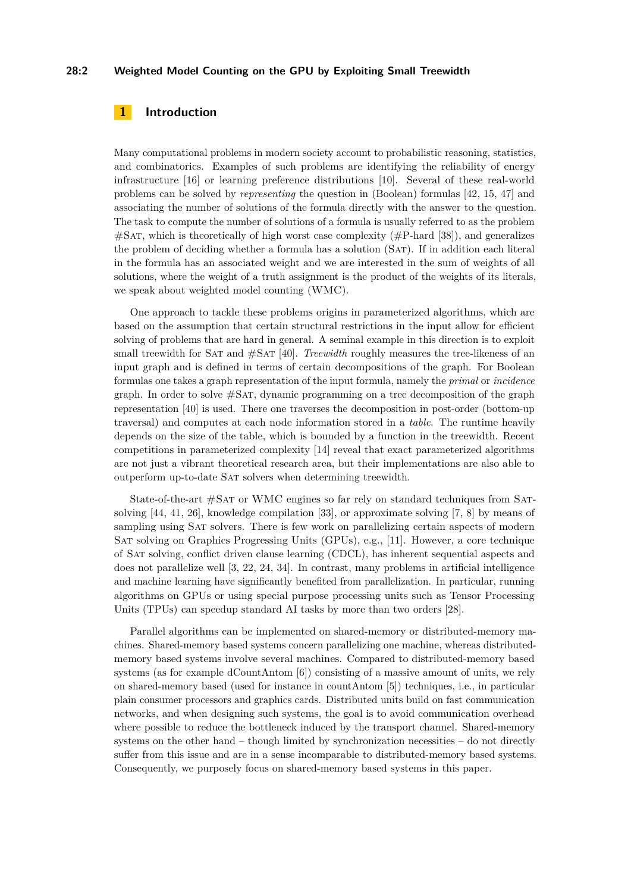## 1 Introduction

Many computational problems in modern society account to probabilistic reasoning, statistics, and combinatorics. Examples of such problems are identifying the reliability of energy infrastructure [16] or learning preference distributions [10]. Several of these real-world problems can be solved by *representing* the question in (Boolean) formulas [42, 15, 47] and associating the number of solutions of the formula directly with the answer to the question. The task to compute the number of solutions of a formula is usually referred to as the problem #SAT, which is theoretically of high worst case complexity (#P-hard [38]), and generalizes the problem of deciding whether a formula has a solution (SAT). If in addition each literal in the formula has an associated weight and we are interested in the sum of weights of all solutions, where the weight of a truth assignment is the product of the weights of its literals, we speak about weighted model counting (WMC).

One approach to tackle these problems origins in parameterized algorithms, which are based on the assumption that certain structural restrictions in the input allow for efficient solving of problems that are hard in general. A seminal example in this direction is to exploit small treewidth for SAT and #SAT [40]. *Treewidth* roughly measures the tree-likeness of an input graph and is defined in terms of certain decompositions of the graph. For Boolean formulas one takes a graph representation of the input formula, namely the *primal* or *incidence* graph. In order to solve #SAT, dynamic programming on a tree decomposition of the graph representation [40] is used. There one traverses the decomposition in post-order (bottom-up traversal) and computes at each node information stored in a *table*. The runtime heavily depends on the size of the table, which is bounded by a function in the treewidth. Recent competitions in parameterized complexity [14] reveal that exact parameterized algorithms are not just a vibrant theoretical research area, but their implementations are also able to outperform up-to-date SAT solvers when determining treewidth.

State-of-the-art #SAT or WMC engines so far rely on standard techniques from SAT-solving [44, 41, 26], knowledge compilation [33], or approximate solving [7, 8] by means of sampling using SAT solvers. There is few work on parallelizing certain aspects of modern SAT solving on Graphics Progressing Units (GPUs), e.g., [11]. However, a core technique of SAT solving, conflict driven clause learning (CDCL), has inherent sequential aspects and does not parallelize well [3, 22, 24, 34]. In contrast, many problems in artificial intelligence and machine learning have significantly benefited from parallelization. In particular, running algorithms on GPUs or using special purpose processing units such as Tensor Processing Units (TPUs) can speedup standard AI tasks by more than two orders [28].

Parallel algorithms can be implemented on shared-memory or distributed-memory machines. Shared-memory based systems concern parallelizing one machine, whereas distributed-memory based systems involve several machines. Compared to distributed-memory based systems (as for example dCountAntom [6]) consisting of a massive amount of units, we rely on shared-memory based (used for instance in countAntom [5]) techniques, i.e., in particular plain consumer processors and graphics cards. Distributed units build on fast communication networks, and when designing such systems, the goal is to avoid communication overhead where possible to reduce the bottleneck induced by the transport channel. Shared-memory systems on the other hand – though limited by synchronization necessities – do not directly suffer from this issue and are in a sense incomparable to distributed-memory based systems. Consequently, we purposely focus on shared-memory based systems in this paper.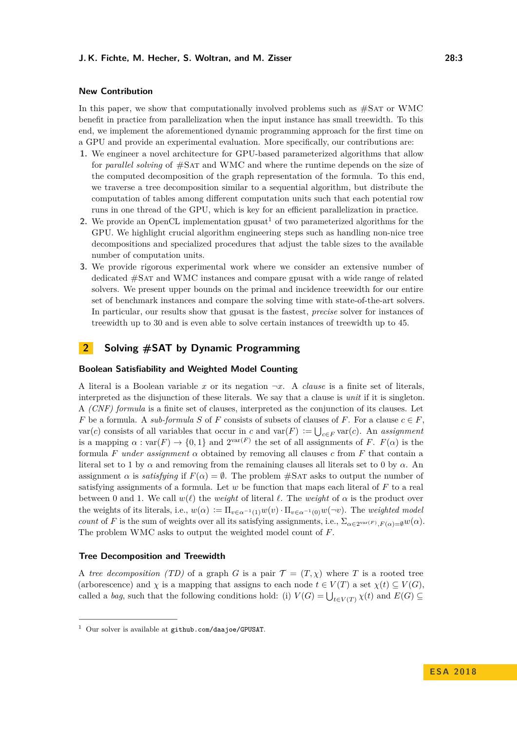### New Contribution

In this paper, we show that computationally involved problems such as #SAT or WMC benefit in practice from parallelization when the input instance has small treewidth. To this end, we implement the aforementioned dynamic programming approach for the first time on a GPU and provide an experimental evaluation. More specifically, our contributions are:

1. We engineer a novel architecture for GPU-based parameterized algorithms that allow for *parallel solving* of #SAT and WMC and where the runtime depends on the size of the computed decomposition of the graph representation of the formula. To this end, we traverse a tree decomposition similar to a sequential algorithm, but distribute the computation of tables among different computation units such that each potential row runs in one thread of the GPU, which is key for an efficient parallelization in practice.
2. We provide an OpenCL implementation gpusat[1] of two parameterized algorithms for the GPU. We highlight crucial algorithm engineering steps such as handling non-nice tree decompositions and specialized procedures that adjust the table sizes to the available number of computation units.
3. We provide rigorous experimental work where we consider an extensive number of dedicated #SAT and WMC instances and compare gpusat with a wide range of related solvers. We present upper bounds on the primal and incidence treewidth for our entire set of benchmark instances and compare the solving time with state-of-the-art solvers. In particular, our results show that gpusat is the fastest, *precise* solver for instances of treewidth up to 30 and is even able to solve certain instances of treewidth up to 45.

## 2 Solving #SAT by Dynamic Programming

### Boolean Satisfiability and Weighted Model Counting

A literal is a Boolean variable $x$ or its negation $\neg x$. A *clause* is a finite set of literals, interpreted as the disjunction of these literals. We say that a clause is *unit* if it is singleton. A *(CNF) formula* is a finite set of clauses, interpreted as the conjunction of its clauses. Let $F$ be a formula. A *sub-formula* $S$ of $F$ consists of subsets of clauses of $F$. For a clause $c \in F$, $\text{var}(c)$ consists of all variables that occur in $c$ and $\text{var}(F) := \bigcup_{c \in F} \text{var}(c)$. An *assignment* is a mapping $\alpha : \text{var}(F) \rightarrow \{0, 1\}$ and $2^{\text{var}(F)}$ the set of all assignments of $F$. $F(\alpha)$ is the formula $F$ *under assignment* $\alpha$ obtained by removing all clauses $c$ from $F$ that contain a literal set to 1 by $\alpha$ and removing from the remaining clauses all literals set to 0 by $\alpha$. An assignment $\alpha$ is *satisfying* if $F(\alpha) = \emptyset$. The problem #SAT asks to output the number of satisfying assignments of a formula. Let $w$ be function that maps each literal of $F$ to a real between 0 and 1. We call $w(\ell)$ the *weight* of literal $\ell$. The *weight* of $\alpha$ is the product over the weights of its literals, i.e., $w(\alpha) := \Pi_{v \in \alpha^{-1}(1)} w(v) \cdot \Pi_{v \in \alpha^{-1}(0)} w(\neg v)$. The *weighted model count* of $F$ is the sum of weights over all its satisfying assignments, i.e., $\Sigma_{\alpha \in 2^{\text{var}(F)}, F(\alpha)=\emptyset} w(\alpha)$. The problem WMC asks to output the weighted model count of $F$.

### Tree Decomposition and Treewidth

A *tree decomposition (TD)* of a graph $G$ is a pair $\mathcal{T} = (T, \chi)$ where $T$ is a rooted tree (arborescence) and $\chi$ is a mapping that assigns to each node $t \in V(T)$ a set $\chi(t) \subseteq V(G)$, called a *bag*, such that the following conditions hold: (i) $V(G) = \bigcup_{t \in V(T)} \chi(t)$ and $E(G) \subseteq$

[1] Our solver is available at github.com/daajoe/GPUSAT.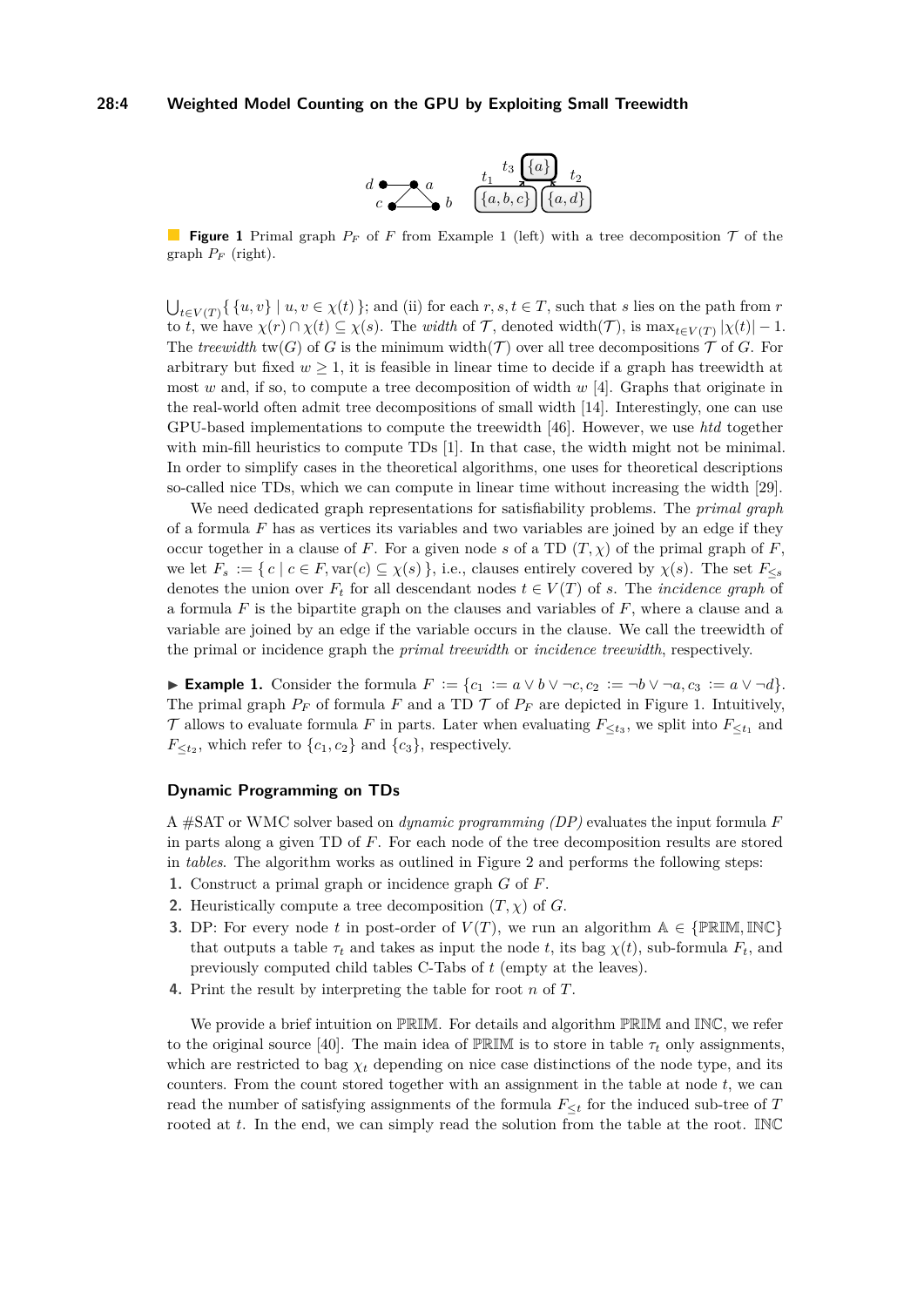**Figure 1** Primal graph $P_F$ of $F$ from Example 1 (left) with a tree decomposition $\mathcal{T}$ of the graph $P_F$ (right).

$\bigcup_{t \in V(T)} \{ \{u, v\} \mid u, v \in \chi(t) \}$; and (ii) for each $r, s, t \in T$, such that $s$ lies on the path from $r$ to $t$, we have $\chi(r) \cap \chi(t) \subseteq \chi(s)$. The *width* of $\mathcal{T}$, denoted width($\mathcal{T}$), is $\max_{t \in V(T)} |\chi(t)| - 1$. The *treewidth* tw($G$) of $G$ is the minimum width($\mathcal{T}$) over all tree decompositions $\mathcal{T}$ of $G$. For arbitrary but fixed $w \geq 1$, it is feasible in linear time to decide if a graph has treewidth at most $w$ and, if so, to compute a tree decomposition of width $w$ [4]. Graphs that originate in the real-world often admit tree decompositions of small width [14]. Interestingly, one can use GPU-based implementations to compute the treewidth [46]. However, we use *htd* together with min-fill heuristics to compute TDs [1]. In that case, the width might not be minimal. In order to simplify cases in the theoretical algorithms, one uses for theoretical descriptions so-called nice TDs, which we can compute in linear time without increasing the width [29].

We need dedicated graph representations for satisfiability problems. The *primal graph* of a formula $F$ has as vertices its variables and two variables are joined by an edge if they occur together in a clause of $F$. For a given node $s$ of a TD $(T, \chi)$ of the primal graph of $F$, we let $F_s := \{ c \mid c \in F, \text{var}(c) \subseteq \chi(s) \}$, i.e., clauses entirely covered by $\chi(s)$. The set $F_{\leq s}$ denotes the union over $F_t$ for all descendant nodes $t \in V(T)$ of $s$. The *incidence graph* of a formula $F$ is the bipartite graph on the clauses and variables of $F$, where a clause and a variable are joined by an edge if the variable occurs in the clause. We call the treewidth of the primal or incidence graph the *primal treewidth* or *incidence treewidth*, respectively.

▶ **Example 1.** Consider the formula $F := \{c_1 := a \vee b \vee \neg c, c_2 := \neg b \vee \neg a, c_3 := a \vee \neg d\}$. The primal graph $P_F$ of formula $F$ and a TD $\mathcal{T}$ of $P_F$ are depicted in Figure 1. Intuitively, $\mathcal{T}$ allows to evaluate formula $F$ in parts. Later when evaluating $F_{\leq t_3}$, we split into $F_{\leq t_1}$ and $F_{\leq t_2}$, which refer to $\{c_1, c_2\}$ and $\{c_3\}$, respectively.

### Dynamic Programming on TDs

A #SAT or WMC solver based on *dynamic programming (DP)* evaluates the input formula $F$ in parts along a given TD of $F$. For each node of the tree decomposition results are stored in *tables*. The algorithm works as outlined in Figure 2 and performs the following steps:

1. Construct a primal graph or incidence graph $G$ of $F$.
2. Heuristically compute a tree decomposition $(T, \chi)$ of $G$.
3. DP: For every node $t$ in post-order of $V(T)$, we run an algorithm $\mathbb{A} \in \{\mathbb{PRIM}, \mathbb{INC}\}$ that outputs a table $\tau_t$ and takes as input the node $t$, its bag $\chi(t)$, sub-formula $F_t$, and previously computed child tables C-Tabs of $t$ (empty at the leaves).
4. Print the result by interpreting the table for root $n$ of $T$.

We provide a brief intuition on $\mathbb{PRIM}$. For details and algorithm $\mathbb{PRIM}$ and $\mathbb{INC}$, we refer to the original source [40]. The main idea of $\mathbb{PRIM}$ is to store in table $\tau_t$ only assignments, which are restricted to bag $\chi_t$ depending on nice case distinctions of the node type, and its counters. From the count stored together with an assignment in the table at node $t$, we can read the number of satisfying assignments of the formula $F_{\leq t}$ for the induced sub-tree of $T$ rooted at $t$. In the end, we can simply read the solution from the table at the root. $\mathbb{INC}$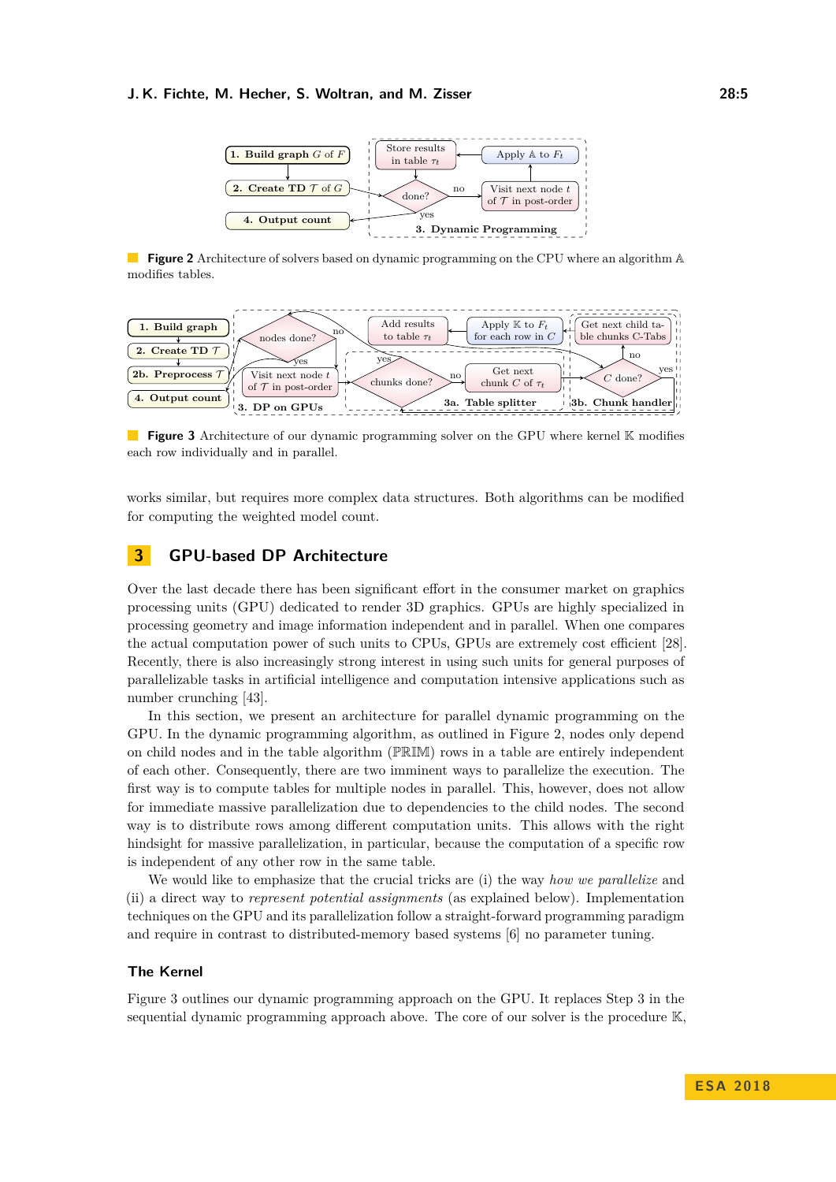**Figure 2** Architecture of solvers based on dynamic programming on the CPU where an algorithm $\mathbb{A}$ modifies tables.

**Figure 3** Architecture of our dynamic programming solver on the GPU where kernel $\mathbb{K}$ modifies each row individually and in parallel.

works similar, but requires more complex data structures. Both algorithms can be modified for computing the weighted model count.

## 3 GPU-based DP Architecture

Over the last decade there has been significant effort in the consumer market on graphics processing units (GPU) dedicated to render 3D graphics. GPUs are highly specialized in processing geometry and image information independent and in parallel. When one compares the actual computation power of such units to CPUs, GPUs are extremely cost efficient [28]. Recently, there is also increasingly strong interest in using such units for general purposes of parallelizable tasks in artificial intelligence and computation intensive applications such as number crunching [43].

In this section, we present an architecture for parallel dynamic programming on the GPU. In the dynamic programming algorithm, as outlined in Figure 2, nodes only depend on child nodes and in the table algorithm ($\mathbb{PRIM}$) rows in a table are entirely independent of each other. Consequently, there are two imminent ways to parallelize the execution. The first way is to compute tables for multiple nodes in parallel. This, however, does not allow for immediate massive parallelization due to dependencies to the child nodes. The second way is to distribute rows among different computation units. This allows with the right hindsight for massive parallelization, in particular, because the computation of a specific row is independent of any other row in the same table.

We would like to emphasize that the crucial tricks are (i) the way *how we parallelize* and (ii) a direct way to *represent potential assignments* (as explained below). Implementation techniques on the GPU and its parallelization follow a straight-forward programming paradigm and require in contrast to distributed-memory based systems [6] no parameter tuning.

### The Kernel

Figure 3 outlines our dynamic programming approach on the GPU. It replaces Step 3 in the sequential dynamic programming approach above. The core of our solver is the procedure $\mathbb{K}$,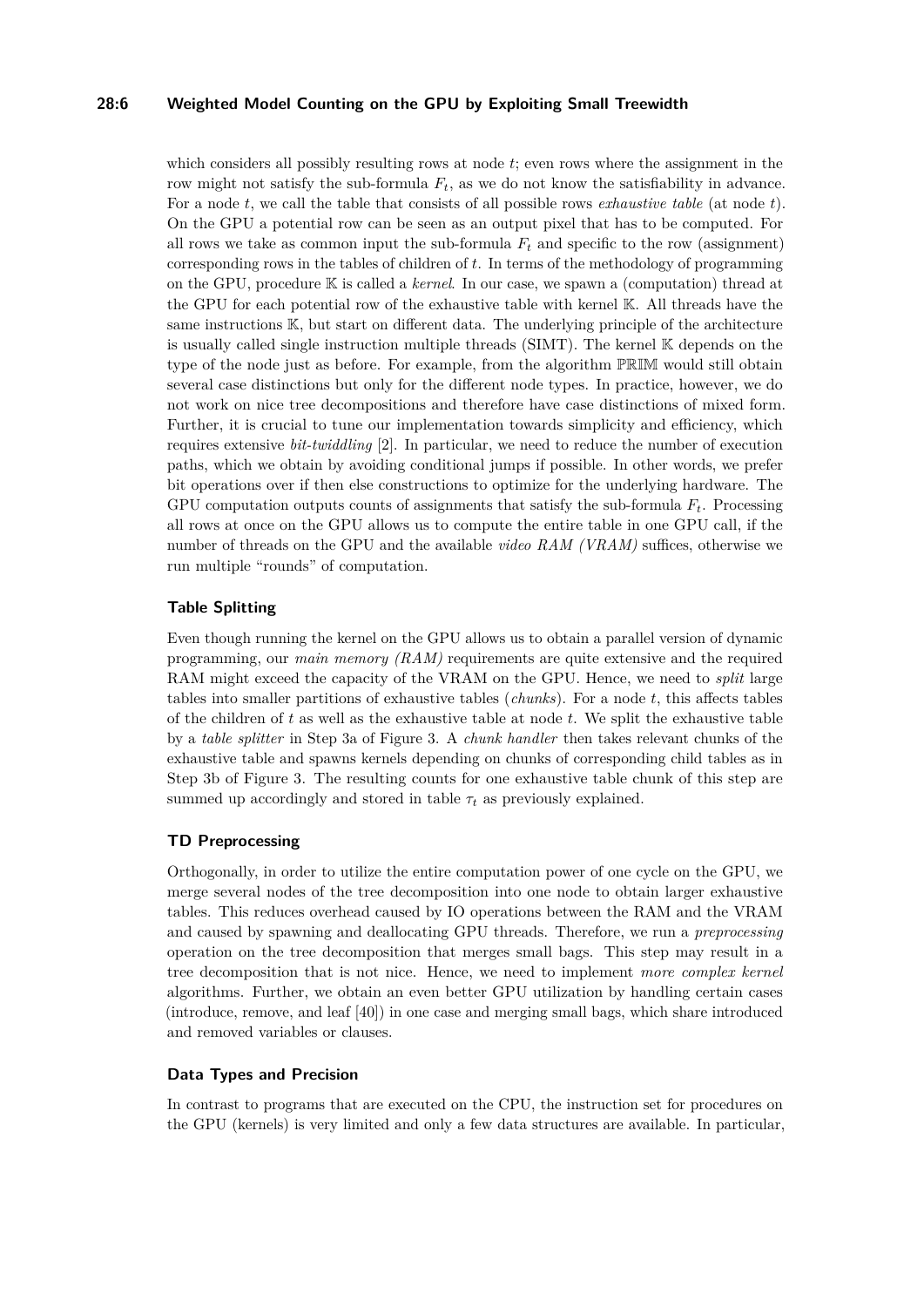which considers all possibly resulting rows at node $t$; even rows where the assignment in the row might not satisfy the sub-formula $F_t$, as we do not know the satisfiability in advance. For a node $t$, we call the table that consists of all possible rows *exhaustive table* (at node $t$). On the GPU a potential row can be seen as an output pixel that has to be computed. For all rows we take as common input the sub-formula $F_t$ and specific to the row (assignment) corresponding rows in the tables of children of $t$. In terms of the methodology of programming on the GPU, procedure $\mathbb{K}$ is called a *kernel*. In our case, we spawn a (computation) thread at the GPU for each potential row of the exhaustive table with kernel $\mathbb{K}$. All threads have the same instructions $\mathbb{K}$, but start on different data. The underlying principle of the architecture is usually called single instruction multiple threads (SIMT). The kernel $\mathbb{K}$ depends on the type of the node just as before. For example, from the algorithm $\mathbb{PRIM}$ would still obtain several case distinctions but only for the different node types. In practice, however, we do not work on nice tree decompositions and therefore have case distinctions of mixed form. Further, it is crucial to tune our implementation towards simplicity and efficiency, which requires extensive *bit-twiddling* [2]. In particular, we need to reduce the number of execution paths, which we obtain by avoiding conditional jumps if possible. In other words, we prefer bit operations over if then else constructions to optimize for the underlying hardware. The GPU computation outputs counts of assignments that satisfy the sub-formula $F_t$. Processing all rows at once on the GPU allows us to compute the entire table in one GPU call, if the number of threads on the GPU and the available *video RAM (VRAM)* suffices, otherwise we run multiple "rounds" of computation.

### Table Splitting

Even though running the kernel on the GPU allows us to obtain a parallel version of dynamic programming, our *main memory (RAM)* requirements are quite extensive and the required RAM might exceed the capacity of the VRAM on the GPU. Hence, we need to *split* large tables into smaller partitions of exhaustive tables (*chunks*). For a node $t$, this affects tables of the children of $t$ as well as the exhaustive table at node $t$. We split the exhaustive table by a *table splitter* in Step 3a of Figure 3. A *chunk handler* then takes relevant chunks of the exhaustive table and spawns kernels depending on chunks of corresponding child tables as in Step 3b of Figure 3. The resulting counts for one exhaustive table chunk of this step are summed up accordingly and stored in table $\tau_t$ as previously explained.

### TD Preprocessing

Orthogonally, in order to utilize the entire computation power of one cycle on the GPU, we merge several nodes of the tree decomposition into one node to obtain larger exhaustive tables. This reduces overhead caused by IO operations between the RAM and the VRAM and caused by spawning and deallocating GPU threads. Therefore, we run a *preprocessing* operation on the tree decomposition that merges small bags. This step may result in a tree decomposition that is not nice. Hence, we need to implement *more complex kernel* algorithms. Further, we obtain an even better GPU utilization by handling certain cases (introduce, remove, and leaf [40]) in one case and merging small bags, which share introduced and removed variables or clauses.

### Data Types and Precision

In contrast to programs that are executed on the CPU, the instruction set for procedures on the GPU (kernels) is very limited and only a few data structures are available. In particular,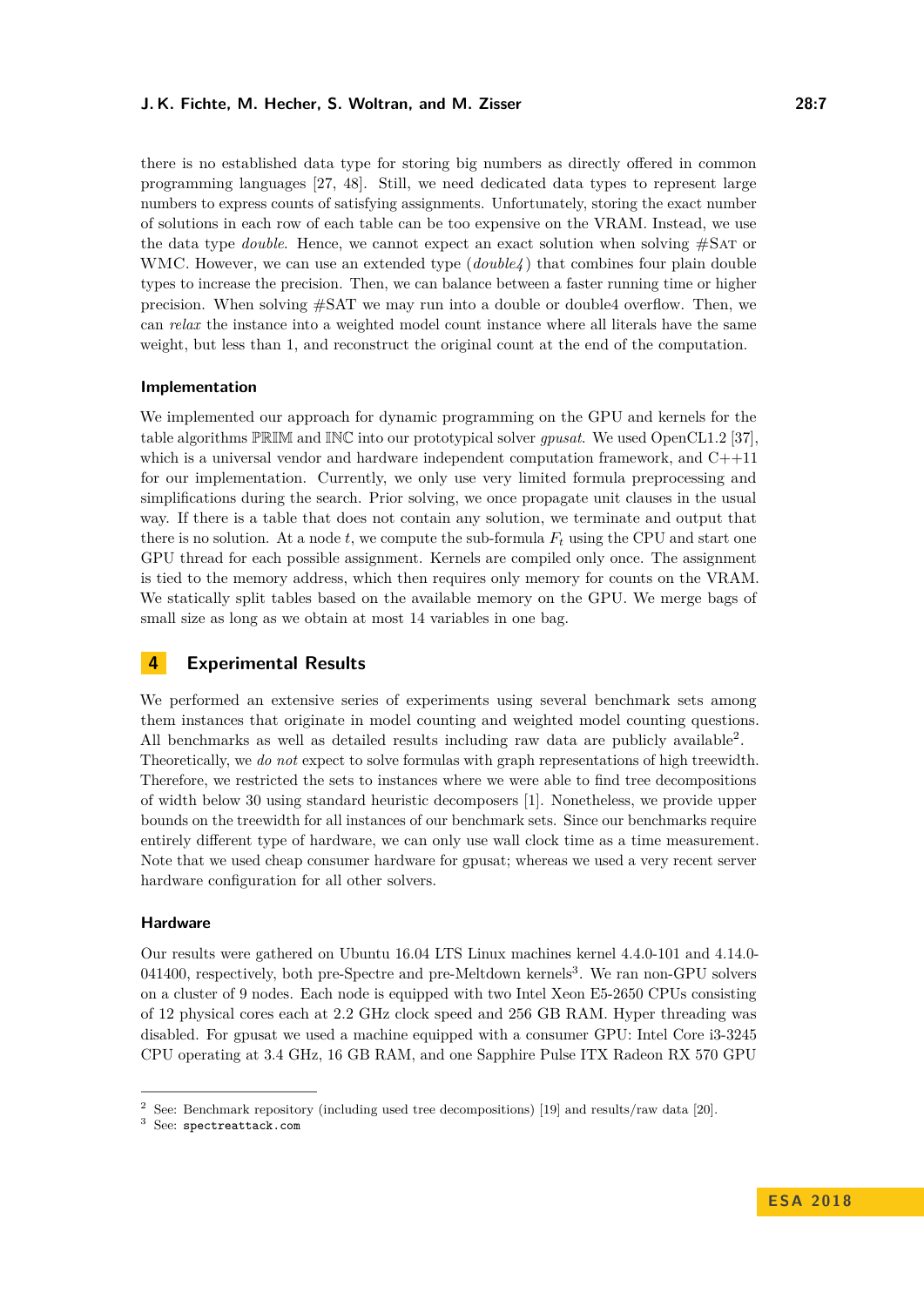there is no established data type for storing big numbers as directly offered in common programming languages [27, 48]. Still, we need dedicated data types to represent large numbers to express counts of satisfying assignments. Unfortunately, storing the exact number of solutions in each row of each table can be too expensive on the VRAM. Instead, we use the data type *double*. Hence, we cannot expect an exact solution when solving #Sat or WMC. However, we can use an extended type (*double4*) that combines four plain double types to increase the precision. Then, we can balance between a faster running time or higher precision. When solving #SAT we may run into a double or double4 overflow. Then, we can *relax* the instance into a weighted model count instance where all literals have the same weight, but less than 1, and reconstruct the original count at the end of the computation.

### Implementation

We implemented our approach for dynamic programming on the GPU and kernels for the table algorithms $\mathbb{PRIM}$ and $\mathbb{INC}$ into our prototypical solver *gpusat*. We used OpenCL1.2 [37], which is a universal vendor and hardware independent computation framework, and C++11 for our implementation. Currently, we only use very limited formula preprocessing and simplifications during the search. Prior solving, we once propagate unit clauses in the usual way. If there is a table that does not contain any solution, we terminate and output that there is no solution. At a node $t$, we compute the sub-formula $F_t$ using the CPU and start one GPU thread for each possible assignment. Kernels are compiled only once. The assignment is tied to the memory address, which then requires only memory for counts on the VRAM. We statically split tables based on the available memory on the GPU. We merge bags of small size as long as we obtain at most 14 variables in one bag.

## 4 Experimental Results

We performed an extensive series of experiments using several benchmark sets among them instances that originate in model counting and weighted model counting questions. All benchmarks as well as detailed results including raw data are publicly available[2]. Theoretically, we *do not* expect to solve formulas with graph representations of high treewidth. Therefore, we restricted the sets to instances where we were able to find tree decompositions of width below 30 using standard heuristic decomposers [1]. Nonetheless, we provide upper bounds on the treewidth for all instances of our benchmark sets. Since our benchmarks require entirely different type of hardware, we can only use wall clock time as a time measurement. Note that we used cheap consumer hardware for gpusat; whereas we used a very recent server hardware configuration for all other solvers.

### Hardware

Our results were gathered on Ubuntu 16.04 LTS Linux machines kernel 4.4.0-101 and 4.14.0-041400, respectively, both pre-Spectre and pre-Meltdown kernels[3]. We ran non-GPU solvers on a cluster of 9 nodes. Each node is equipped with two Intel Xeon E5-2650 CPUs consisting of 12 physical cores each at 2.2 GHz clock speed and 256 GB RAM. Hyper threading was disabled. For gpusat we used a machine equipped with a consumer GPU: Intel Core i3-3245 CPU operating at 3.4 GHz, 16 GB RAM, and one Sapphire Pulse ITX Radeon RX 570 GPU

---

[2] See: Benchmark repository (including used tree decompositions) [19] and results/raw data [20].

[3] See: `spectreattack.com`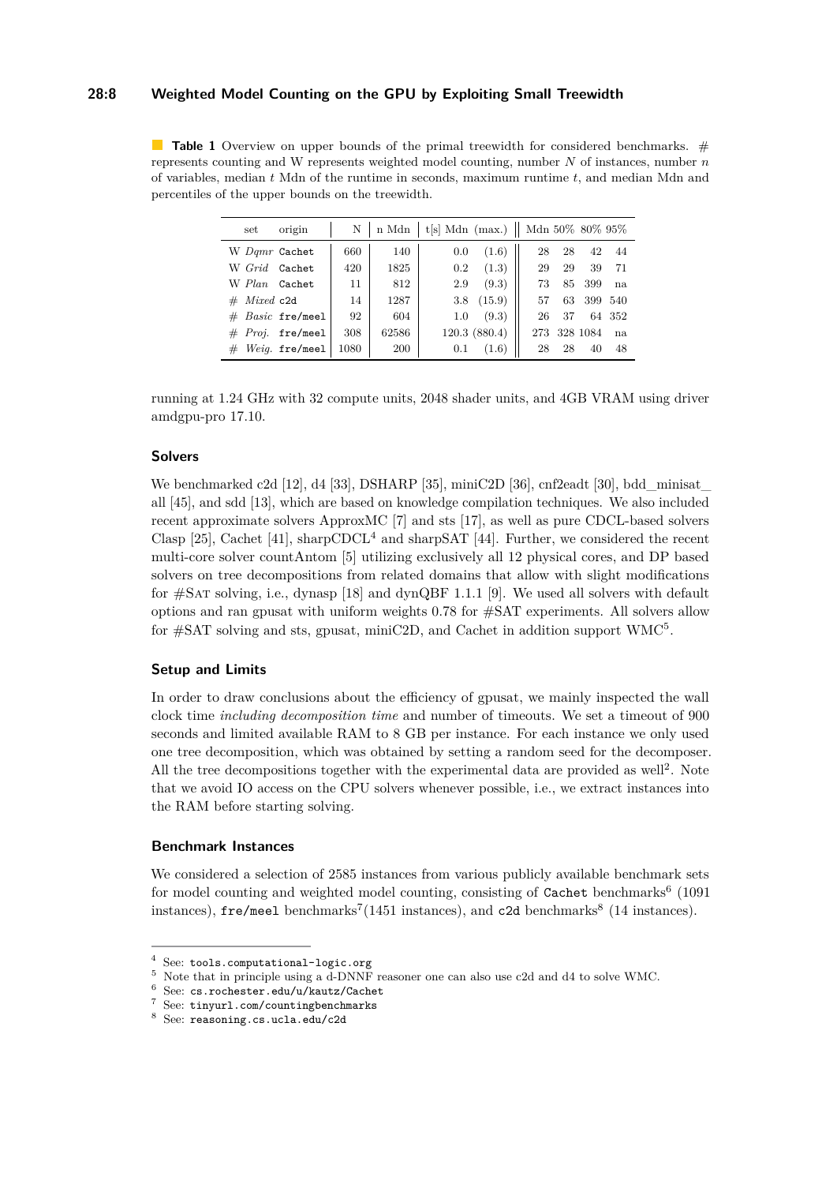**Table 1** Overview on upper bounds of the primal treewidth for considered benchmarks. # represents counting and W represents weighted model counting, number $N$ of instances, number $n$ of variables, median $t$ Mdn of the runtime in seconds, maximum runtime $t$, and median Mdn and percentiles of the upper bounds on the treewidth.

| | set | origin | N | n Mdn | t[s] Mdn | (max.) | Mdn | 50% | 80% | 95% |
|---|---|---|---|---|---|---|---|---|---|---|
| W | *Dqmr* | `Cachet` | 660 | 140 | 0.0 | (1.6) | 28 | 28 | 42 | 44 |
| W | *Grid* | `Cachet` | 420 | 1825 | 0.2 | (1.3) | 29 | 29 | 39 | 71 |
| W | *Plan* | `Cachet` | 11 | 812 | 2.9 | (9.3) | 73 | 85 | 399 | na |
| # | *Mixed* | `c2d` | 14 | 1287 | 3.8 | (15.9) | 57 | 63 | 399 | 540 |
| # | *Basic* | `fre/meel` | 92 | 604 | 1.0 | (9.3) | 26 | 37 | 64 | 352 |
| # | *Proj.* | `fre/meel` | 308 | 62586 | 120.3 | (880.4) | 273 | 328 | 1084 | na |
| # | *Weig.* | `fre/meel` | 1080 | 200 | 0.1 | (1.6) | 28 | 28 | 40 | 48 |

running at 1.24 GHz with 32 compute units, 2048 shader units, and 4GB VRAM using driver amdgpu-pro 17.10.

### Solvers

We benchmarked c2d [12], d4 [33], DSHARP [35], miniC2D [36], cnf2eadt [30], bdd_minisat_all [45], and sdd [13], which are based on knowledge compilation techniques. We also included recent approximate solvers ApproxMC [7] and sts [17], as well as pure CDCL-based solvers Clasp [25], Cachet [41], sharpCDCL[4] and sharpSAT [44]. Further, we considered the recent multi-core solver countAntom [5] utilizing exclusively all 12 physical cores, and DP based solvers on tree decompositions from related domains that allow with slight modifications for #SAT solving, i.e., dynasp [18] and dynQBF 1.1.1 [9]. We used all solvers with default options and ran gpusat with uniform weights 0.78 for #SAT experiments. All solvers allow for #SAT solving and sts, gpusat, miniC2D, and Cachet in addition support WMC[5].

### Setup and Limits

In order to draw conclusions about the efficiency of gpusat, we mainly inspected the wall clock time *including decomposition time* and number of timeouts. We set a timeout of 900 seconds and limited available RAM to 8 GB per instance. For each instance we only used one tree decomposition, which was obtained by setting a random seed for the decomposer. All the tree decompositions together with the experimental data are provided as well[2]. Note that we avoid IO access on the CPU solvers whenever possible, i.e., we extract instances into the RAM before starting solving.

### Benchmark Instances

We considered a selection of 2585 instances from various publicly available benchmark sets for model counting and weighted model counting, consisting of `Cachet` benchmarks[6] (1091 instances), `fre/meel` benchmarks[7](1451 instances), and `c2d` benchmarks[8] (14 instances).

---

[4] See: `tools.computational-logic.org`
[5] Note that in principle using a d-DNNF reasoner one can also use c2d and d4 to solve WMC.
[6] See: `cs.rochester.edu/u/kautz/Cachet`
[7] See: `tinyurl.com/countingbenchmarks`
[8] See: `reasoning.cs.ucla.edu/c2d`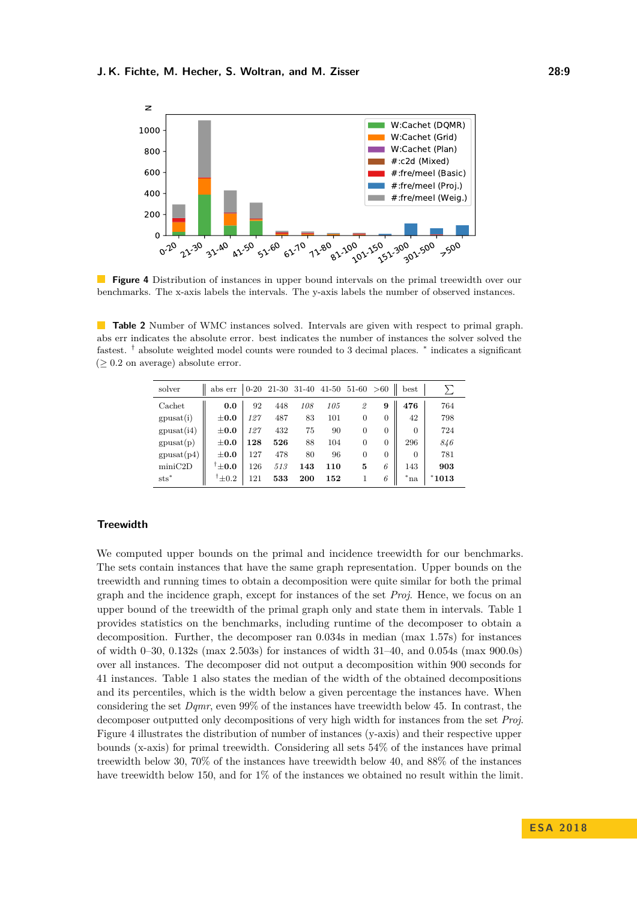**Figure 4** Distribution of instances in upper bound intervals on the primal treewidth over our benchmarks. The x-axis labels the intervals. The y-axis labels the number of observed instances.

**Table 2** Number of WMC instances solved. Intervals are given with respect to primal graph. abs err indicates the absolute error. best indicates the number of instances the solver solved the fastest. † absolute weighted model counts were rounded to 3 decimal places. * indicates a significant (≥ 0.2 on average) absolute error.

| solver | abs err | 0-20 | 21-30 | 31-40 | 41-50 | 51-60 | >60 | best | ∑ |
|---|---|---|---|---|---|---|---|---|---|
| Cachet | **0.0** | 92 | 448 | *108* | *105* | *2* | **9** | **476** | 764 |
| gpusat(i) | ±**0.0** | *127* | 487 | 83 | 101 | 0 | 0 | 42 | 798 |
| gpusat(i4) | ±**0.0** | *127* | 432 | 75 | 90 | 0 | 0 | 0 | 724 |
| gpusat(p) | ±**0.0** | **128** | **526** | 88 | 104 | 0 | 0 | 296 | *846* |
| gpusat(p4) | ±**0.0** | 127 | 478 | 80 | 96 | 0 | 0 | 0 | 781 |
| miniC2D | †±**0.0** | 126 | *513* | **143** | **110** | **5** | *6* | 143 | **903** |
| sts* | †±0.2 | 121 | **533** | **200** | **152** | 1 | *6* | *na | ***1013** |

### Treewidth

We computed upper bounds on the primal and incidence treewidth for our benchmarks. The sets contain instances that have the same graph representation. Upper bounds on the treewidth and running times to obtain a decomposition were quite similar for both the primal graph and the incidence graph, except for instances of the set *Proj*. Hence, we focus on an upper bound of the treewidth of the primal graph only and state them in intervals. Table 1 provides statistics on the benchmarks, including runtime of the decomposer to obtain a decomposition. Further, the decomposer ran 0.034s in median (max 1.57s) for instances of width 0–30, 0.132s (max 2.503s) for instances of width 31–40, and 0.054s (max 900.0s) over all instances. The decomposer did not output a decomposition within 900 seconds for 41 instances. Table 1 also states the median of the width of the obtained decompositions and its percentiles, which is the width below a given percentage the instances have. When considering the set *Dqmr*, even 99% of the instances have treewidth below 45. In contrast, the decomposer outputted only decompositions of very high width for instances from the set *Proj*. Figure 4 illustrates the distribution of number of instances (y-axis) and their respective upper bounds (x-axis) for primal treewidth. Considering all sets 54% of the instances have primal treewidth below 30, 70% of the instances have treewidth below 40, and 88% of the instances have treewidth below 150, and for 1% of the instances we obtained no result within the limit.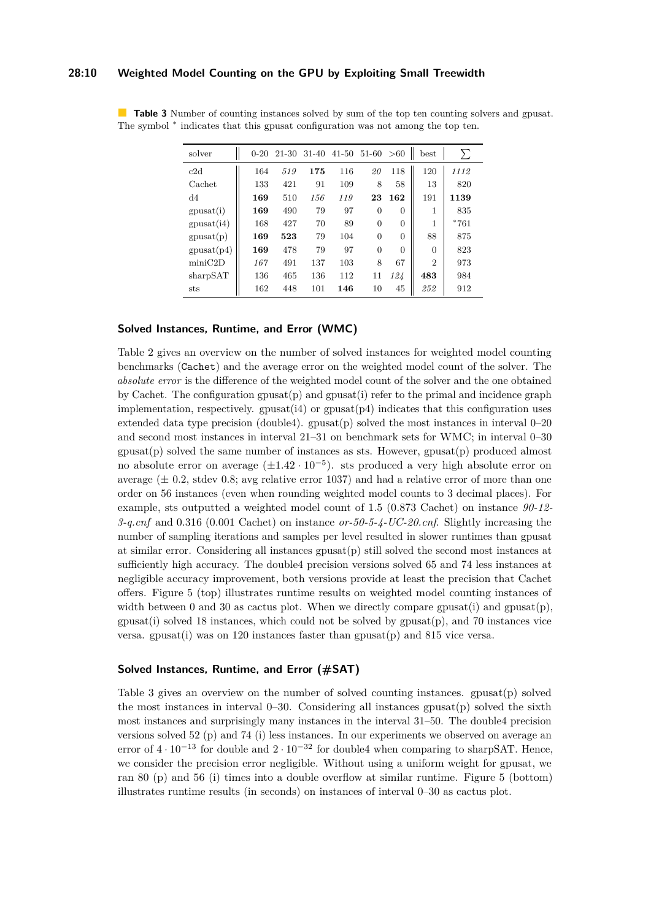**Table 3** Number of counting instances solved by sum of the top ten counting solvers and gpusat. The symbol * indicates that this gpusat configuration was not among the top ten.

| solver | 0-20 | 21-30 | 31-40 | 41-50 | 51-60 | >60 | best | ∑ |
|---|---|---|---|---|---|---|---|---|
| c2d | 164 | *519* | **175** | 116 | *20* | 118 | 120 | *1112* |
| Cachet | 133 | 421 | 91 | 109 | 8 | 58 | 13 | 820 |
| d4 | **169** | 510 | *156* | *119* | **23** | **162** | 191 | **1139** |
| gpusat(i) | **169** | 490 | 79 | 97 | 0 | 0 | 1 | 835 |
| gpusat(i4) | 168 | 427 | 70 | 89 | 0 | 0 | 1 | *761 |
| gpusat(p) | **169** | **523** | 79 | 104 | 0 | 0 | 88 | 875 |
| gpusat(p4) | **169** | 478 | 79 | 97 | 0 | 0 | 0 | 823 |
| miniC2D | *167* | 491 | 137 | 103 | 8 | 67 | 2 | 973 |
| sharpSAT | 136 | 465 | 136 | 112 | 11 | *124* | **483** | 984 |
| sts | 162 | 448 | 101 | **146** | 10 | 45 | *252* | 912 |

### Solved Instances, Runtime, and Error (WMC)

Table 2 gives an overview on the number of solved instances for weighted model counting benchmarks (Cachet) and the average error on the weighted model count of the solver. The *absolute error* is the difference of the weighted model count of the solver and the one obtained by Cachet. The configuration gpusat(p) and gpusat(i) refer to the primal and incidence graph implementation, respectively. gpusat(i4) or gpusat(p4) indicates that this configuration uses extended data type precision (double4). gpusat(p) solved the most instances in interval 0–20 and second most instances in interval 21–31 on benchmark sets for WMC; in interval 0–30 gpusat(p) solved the same number of instances as sts. However, gpusat(p) produced almost no absolute error on average ($\pm 1.42 \cdot 10^{-5}$). sts produced a very high absolute error on average (± 0.2, stdev 0.8; avg relative error 1037) and had a relative error of more than one order on 56 instances (even when rounding weighted model counts to 3 decimal places). For example, sts outputted a weighted model count of 1.5 (0.873 Cachet) on instance *90-12-3-q.cnf* and 0.316 (0.001 Cachet) on instance *or-50-5-4-UC-20.cnf*. Slightly increasing the number of sampling iterations and samples per level resulted in slower runtimes than gpusat at similar error. Considering all instances gpusat(p) still solved the second most instances at sufficiently high accuracy. The double4 precision versions solved 65 and 74 less instances at negligible accuracy improvement, both versions provide at least the precision that Cachet offers. Figure 5 (top) illustrates runtime results on weighted model counting instances of width between 0 and 30 as cactus plot. When we directly compare gpusat(i) and gpusat(p), gpusat(i) solved 18 instances, which could not be solved by gpusat(p), and 70 instances vice versa. gpusat(i) was on 120 instances faster than gpusat(p) and 815 vice versa.

### Solved Instances, Runtime, and Error (#SAT)

Table 3 gives an overview on the number of solved counting instances. gpusat(p) solved the most instances in interval 0–30. Considering all instances gpusat(p) solved the sixth most instances and surprisingly many instances in the interval 31–50. The double4 precision versions solved 52 (p) and 74 (i) less instances. In our experiments we observed on average an error of $4 \cdot 10^{-13}$ for double and $2 \cdot 10^{-32}$ for double4 when comparing to sharpSAT. Hence, we consider the precision error negligible. Without using a uniform weight for gpusat, we ran 80 (p) and 56 (i) times into a double overflow at similar runtime. Figure 5 (bottom) illustrates runtime results (in seconds) on instances of interval 0–30 as cactus plot.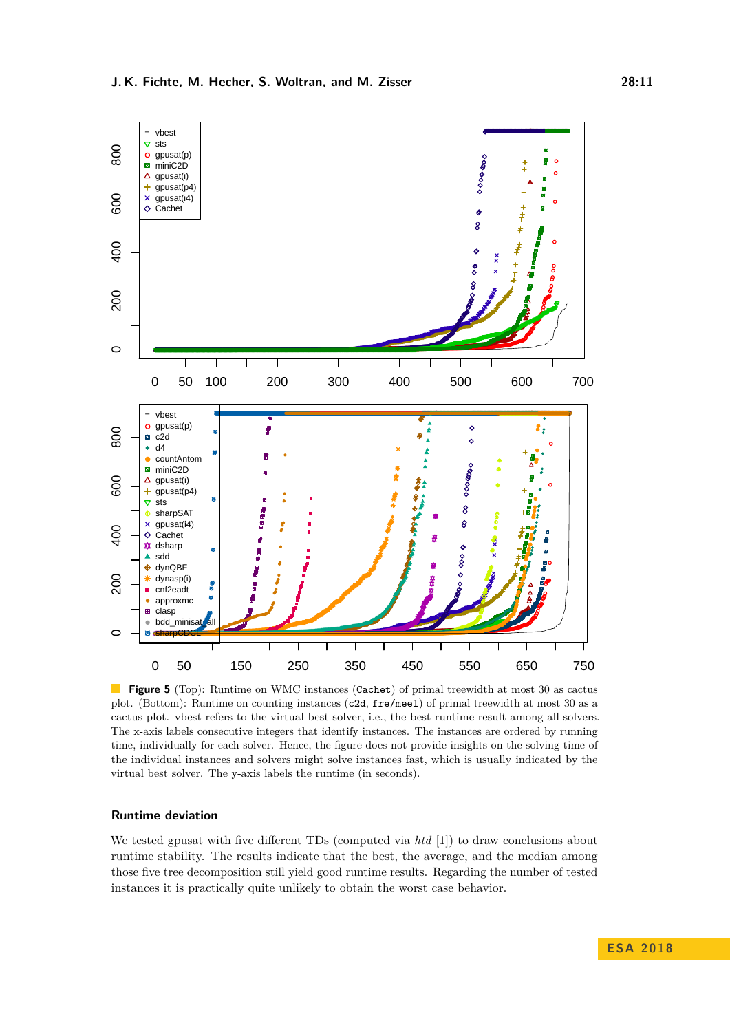**Figure 5** (Top): Runtime on WMC instances (`Cachet`) of primal treewidth at most 30 as cactus plot. (Bottom): Runtime on counting instances (`c2d`, `fre/meel`) of primal treewidth at most 30 as a cactus plot. vbest refers to the virtual best solver, i.e., the best runtime result among all solvers. The x-axis labels consecutive integers that identify instances. The instances are ordered by running time, individually for each solver. Hence, the figure does not provide insights on the solving time of the individual instances and solvers might solve instances fast, which is usually indicated by the virtual best solver. The y-axis labels the runtime (in seconds).

### Runtime deviation

We tested gpusat with five different TDs (computed via *htd* [1]) to draw conclusions about runtime stability. The results indicate that the best, the average, and the median among those five tree decomposition still yield good runtime results. Regarding the number of tested instances it is practically quite unlikely to obtain the worst case behavior.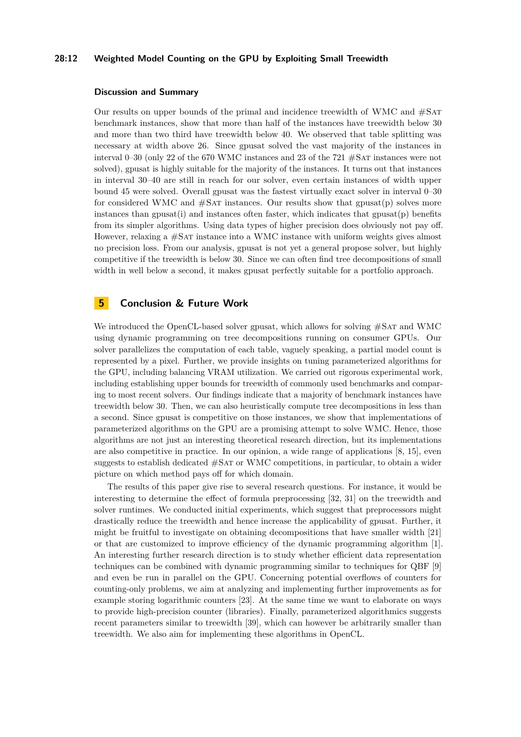### Discussion and Summary

Our results on upper bounds of the primal and incidence treewidth of WMC and #Sat benchmark instances, show that more than half of the instances have treewidth below 30 and more than two third have treewidth below 40. We observed that table splitting was necessary at width above 26. Since gpusat solved the vast majority of the instances in interval 0–30 (only 22 of the 670 WMC instances and 23 of the 721 #Sat instances were not solved), gpusat is highly suitable for the majority of the instances. It turns out that instances in interval 30–40 are still in reach for our solver, even certain instances of width upper bound 45 were solved. Overall gpusat was the fastest virtually exact solver in interval 0–30 for considered WMC and #Sat instances. Our results show that gpusat(p) solves more instances than gpusat(i) and instances often faster, which indicates that gpusat(p) benefits from its simpler algorithms. Using data types of higher precision does obviously not pay off. However, relaxing a #Sat instance into a WMC instance with uniform weights gives almost no precision loss. From our analysis, gpusat is not yet a general propose solver, but highly competitive if the treewidth is below 30. Since we can often find tree decompositions of small width in well below a second, it makes gpusat perfectly suitable for a portfolio approach.

## 5 Conclusion & Future Work

We introduced the OpenCL-based solver gpusat, which allows for solving #Sat and WMC using dynamic programming on tree decompositions running on consumer GPUs. Our solver parallelizes the computation of each table, vaguely speaking, a partial model count is represented by a pixel. Further, we provide insights on tuning parameterized algorithms for the GPU, including balancing VRAM utilization. We carried out rigorous experimental work, including establishing upper bounds for treewidth of commonly used benchmarks and comparing to most recent solvers. Our findings indicate that a majority of benchmark instances have treewidth below 30. Then, we can also heuristically compute tree decompositions in less than a second. Since gpusat is competitive on those instances, we show that implementations of parameterized algorithms on the GPU are a promising attempt to solve WMC. Hence, those algorithms are not just an interesting theoretical research direction, but its implementations are also competitive in practice. In our opinion, a wide range of applications [8, 15], even suggests to establish dedicated #Sat or WMC competitions, in particular, to obtain a wider picture on which method pays off for which domain.

The results of this paper give rise to several research questions. For instance, it would be interesting to determine the effect of formula preprocessing [32, 31] on the treewidth and solver runtimes. We conducted initial experiments, which suggest that preprocessors might drastically reduce the treewidth and hence increase the applicability of gpusat. Further, it might be fruitful to investigate on obtaining decompositions that have smaller width [21] or that are customized to improve efficiency of the dynamic programming algorithm [1]. An interesting further research direction is to study whether efficient data representation techniques can be combined with dynamic programming similar to techniques for QBF [9] and even be run in parallel on the GPU. Concerning potential overflows of counters for counting-only problems, we aim at analyzing and implementing further improvements as for example storing logarithmic counters [23]. At the same time we want to elaborate on ways to provide high-precision counter (libraries). Finally, parameterized algorithmics suggests recent parameters similar to treewidth [39], which can however be arbitrarily smaller than treewidth. We also aim for implementing these algorithms in OpenCL.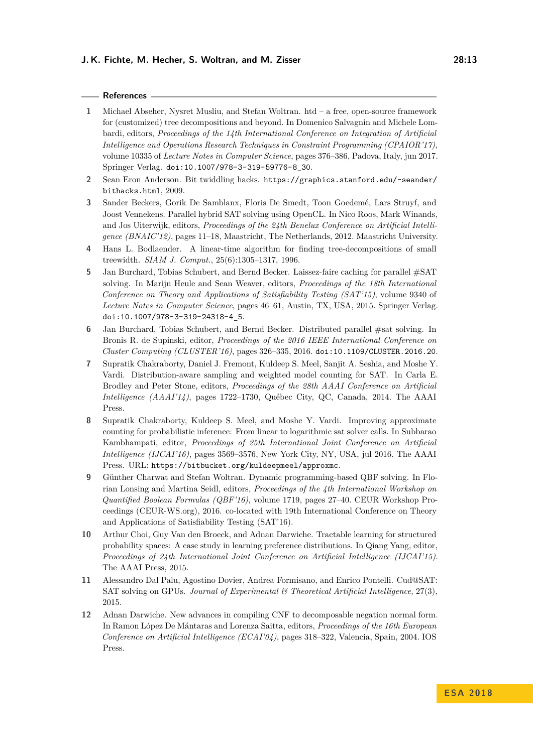## References

1. Michael Abseher, Nysret Musliu, and Stefan Woltran. htd – a free, open-source framework for (customized) tree decompositions and beyond. In Domenico Salvagnin and Michele Lombardi, editors, *Proceedings of the 14th International Conference on Integration of Artificial Intelligence and Operations Research Techniques in Constraint Programming (CPAIOR'17)*, volume 10335 of *Lecture Notes in Computer Science*, pages 376–386, Padova, Italy, jun 2017. Springer Verlag. `doi:10.1007/978-3-319-59776-8_30`.
2. Sean Eron Anderson. Bit twiddling hacks. `https://graphics.stanford.edu/~seander/bithacks.html`, 2009.
3. Sander Beckers, Gorik De Samblanx, Floris De Smedt, Toon Goedemé, Lars Struyf, and Joost Vennekens. Parallel hybrid SAT solving using OpenCL. In Nico Roos, Mark Winands, and Jos Uiterwijk, editors, *Proceedings of the 24th Benelux Conference on Artificial Intelligence (BNAIC'12)*, pages 11–18, Maastricht, The Netherlands, 2012. Maastricht University.
4. Hans L. Bodlaender. A linear-time algorithm for finding tree-decompositions of small treewidth. *SIAM J. Comput.*, 25(6):1305–1317, 1996.
5. Jan Burchard, Tobias Schubert, and Bernd Becker. Laissez-faire caching for parallel #SAT solving. In Marijn Heule and Sean Weaver, editors, *Proceedings of the 18th International Conference on Theory and Applications of Satisfiability Testing (SAT'15)*, volume 9340 of *Lecture Notes in Computer Science*, pages 46–61, Austin, TX, USA, 2015. Springer Verlag. `doi:10.1007/978-3-319-24318-4_5`.
6. Jan Burchard, Tobias Schubert, and Bernd Becker. Distributed parallel #sat solving. In Bronis R. de Supinski, editor, *Proceedings of the 2016 IEEE International Conference on Cluster Computing (CLUSTER'16)*, pages 326–335, 2016. `doi:10.1109/CLUSTER.2016.20`.
7. Supratik Chakraborty, Daniel J. Fremont, Kuldeep S. Meel, Sanjit A. Seshia, and Moshe Y. Vardi. Distribution-aware sampling and weighted model counting for SAT. In Carla E. Brodley and Peter Stone, editors, *Proceedings of the 28th AAAI Conference on Artificial Intelligence (AAAI'14)*, pages 1722–1730, Québec City, QC, Canada, 2014. The AAAI Press.
8. Supratik Chakraborty, Kuldeep S. Meel, and Moshe Y. Vardi. Improving approximate counting for probabilistic inference: From linear to logarithmic sat solver calls. In Subbarao Kambhampati, editor, *Proceedings of 25th International Joint Conference on Artificial Intelligence (IJCAI'16)*, pages 3569–3576, New York City, NY, USA, jul 2016. The AAAI Press. URL: `https://bitbucket.org/kuldeepmeel/approxmc`.
9. Günther Charwat and Stefan Woltran. Dynamic programming-based QBF solving. In Florian Lonsing and Martina Seidl, editors, *Proceedings of the 4th International Workshop on Quantified Boolean Formulas (QBF'16)*, volume 1719, pages 27–40. CEUR Workshop Proceedings (CEUR-WS.org), 2016. co-located with 19th International Conference on Theory and Applications of Satisfiability Testing (SAT'16).
10. Arthur Choi, Guy Van den Broeck, and Adnan Darwiche. Tractable learning for structured probability spaces: A case study in learning preference distributions. In Qiang Yang, editor, *Proceedings of 24th International Joint Conference on Artificial Intelligence (IJCAI'15)*. The AAAI Press, 2015.
11. Alessandro Dal Palu, Agostino Dovier, Andrea Formisano, and Enrico Pontelli. Cud@SAT: SAT solving on GPUs. *Journal of Experimental & Theoretical Artificial Intelligence*, 27(3), 2015.
12. Adnan Darwiche. New advances in compiling CNF to decomposable negation normal form. In Ramon López De Mántaras and Lorenza Saitta, editors, *Proceedings of the 16th European Conference on Artificial Intelligence (ECAI'04)*, pages 318–322, Valencia, Spain, 2004. IOS Press.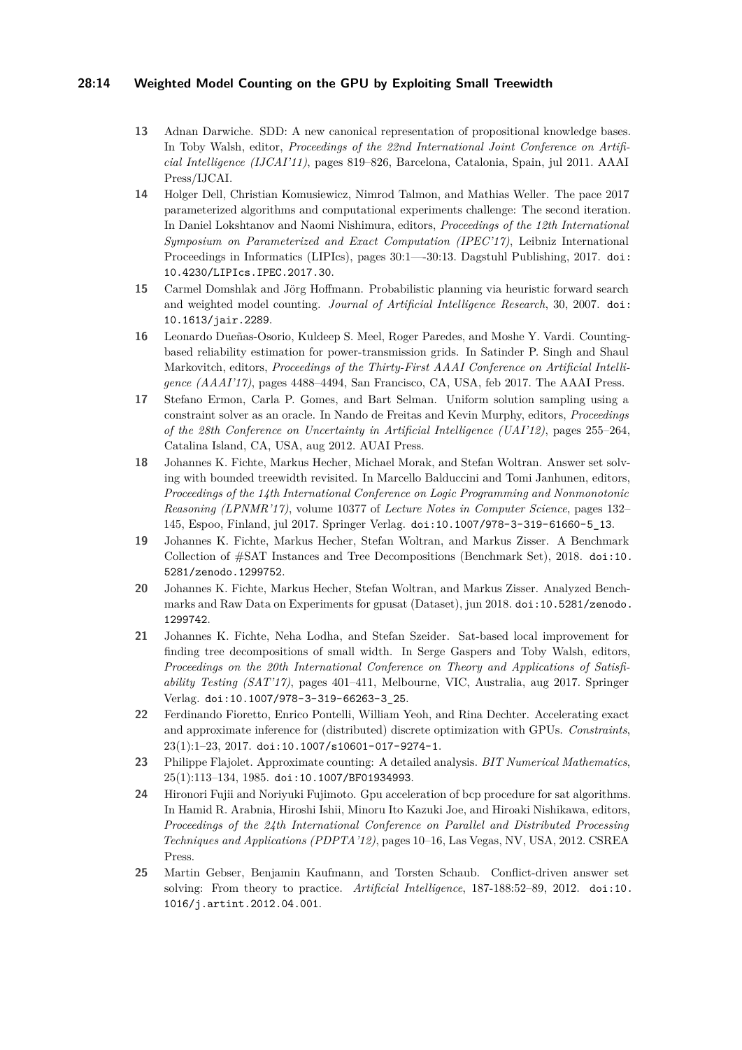13 Adnan Darwiche. SDD: A new canonical representation of propositional knowledge bases. In Toby Walsh, editor, *Proceedings of the 22nd International Joint Conference on Artificial Intelligence (IJCAI'11)*, pages 819–826, Barcelona, Catalonia, Spain, jul 2011. AAAI Press/IJCAI.

14 Holger Dell, Christian Komusiewicz, Nimrod Talmon, and Mathias Weller. The pace 2017 parameterized algorithms and computational experiments challenge: The second iteration. In Daniel Lokshtanov and Naomi Nishimura, editors, *Proceedings of the 12th International Symposium on Parameterized and Exact Computation (IPEC'17)*, Leibniz International Proceedings in Informatics (LIPIcs), pages 30:1—-30:13. Dagstuhl Publishing, 2017. doi:10.4230/LIPIcs.IPEC.2017.30.

15 Carmel Domshlak and Jörg Hoffmann. Probabilistic planning via heuristic forward search and weighted model counting. *Journal of Artificial Intelligence Research*, 30, 2007. doi:10.1613/jair.2289.

16 Leonardo Dueñas-Osorio, Kuldeep S. Meel, Roger Paredes, and Moshe Y. Vardi. Counting-based reliability estimation for power-transmission grids. In Satinder P. Singh and Shaul Markovitch, editors, *Proceedings of the Thirty-First AAAI Conference on Artificial Intelligence (AAAI'17)*, pages 4488–4494, San Francisco, CA, USA, feb 2017. The AAAI Press.

17 Stefano Ermon, Carla P. Gomes, and Bart Selman. Uniform solution sampling using a constraint solver as an oracle. In Nando de Freitas and Kevin Murphy, editors, *Proceedings of the 28th Conference on Uncertainty in Artificial Intelligence (UAI'12)*, pages 255–264, Catalina Island, CA, USA, aug 2012. AUAI Press.

18 Johannes K. Fichte, Markus Hecher, Michael Morak, and Stefan Woltran. Answer set solving with bounded treewidth revisited. In Marcello Balduccini and Tomi Janhunen, editors, *Proceedings of the 14th International Conference on Logic Programming and Nonmonotonic Reasoning (LPNMR'17)*, volume 10377 of *Lecture Notes in Computer Science*, pages 132–145, Espoo, Finland, jul 2017. Springer Verlag. doi:10.1007/978-3-319-61660-5_13.

19 Johannes K. Fichte, Markus Hecher, Stefan Woltran, and Markus Zisser. A Benchmark Collection of #SAT Instances and Tree Decompositions (Benchmark Set), 2018. doi:10.5281/zenodo.1299752.

20 Johannes K. Fichte, Markus Hecher, Stefan Woltran, and Markus Zisser. Analyzed Benchmarks and Raw Data on Experiments for gpusat (Dataset), jun 2018. doi:10.5281/zenodo.1299742.

21 Johannes K. Fichte, Neha Lodha, and Stefan Szeider. Sat-based local improvement for finding tree decompositions of small width. In Serge Gaspers and Toby Walsh, editors, *Proceedings on the 20th International Conference on Theory and Applications of Satisfiability Testing (SAT'17)*, pages 401–411, Melbourne, VIC, Australia, aug 2017. Springer Verlag. doi:10.1007/978-3-319-66263-3_25.

22 Ferdinando Fioretto, Enrico Pontelli, William Yeoh, and Rina Dechter. Accelerating exact and approximate inference for (distributed) discrete optimization with GPUs. *Constraints*, 23(1):1–23, 2017. doi:10.1007/s10601-017-9274-1.

23 Philippe Flajolet. Approximate counting: A detailed analysis. *BIT Numerical Mathematics*, 25(1):113–134, 1985. doi:10.1007/BF01934993.

24 Hironori Fujii and Noriyuki Fujimoto. Gpu acceleration of bcp procedure for sat algorithms. In Hamid R. Arabnia, Hiroshi Ishii, Minoru Ito Kazuki Joe, and Hiroaki Nishikawa, editors, *Proceedings of the 24th International Conference on Parallel and Distributed Processing Techniques and Applications (PDPTA'12)*, pages 10–16, Las Vegas, NV, USA, 2012. CSREA Press.

25 Martin Gebser, Benjamin Kaufmann, and Torsten Schaub. Conflict-driven answer set solving: From theory to practice. *Artificial Intelligence*, 187-188:52–89, 2012. doi:10.1016/j.artint.2012.04.001.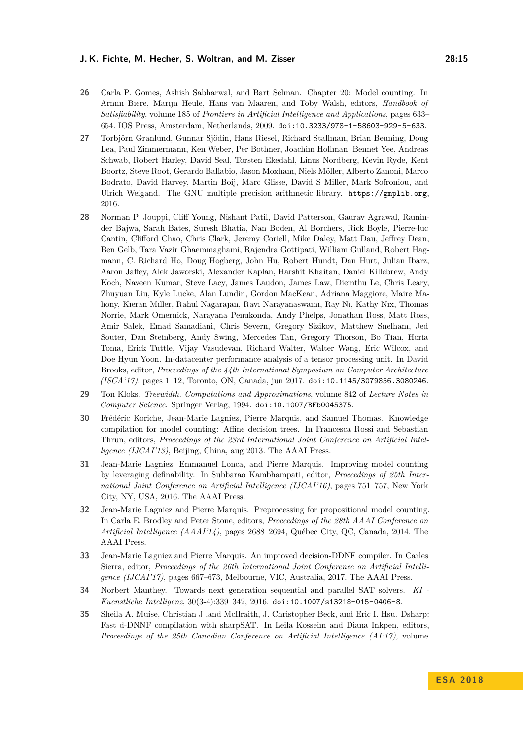**26** Carla P. Gomes, Ashish Sabharwal, and Bart Selman. Chapter 20: Model counting. In Armin Biere, Marijn Heule, Hans van Maaren, and Toby Walsh, editors, *Handbook of Satisfiability*, volume 185 of *Frontiers in Artificial Intelligence and Applications*, pages 633–654. IOS Press, Amsterdam, Netherlands, 2009. `doi:10.3233/978-1-58603-929-5-633`.

**27** Torbjörn Granlund, Gunnar Sjödin, Hans Riesel, Richard Stallman, Brian Beuning, Doug Lea, Paul Zimmermann, Ken Weber, Per Bothner, Joachim Hollman, Bennet Yee, Andreas Schwab, Robert Harley, David Seal, Torsten Ekedahl, Linus Nordberg, Kevin Ryde, Kent Boortz, Steve Root, Gerardo Ballabio, Jason Moxham, Niels Möller, Alberto Zanoni, Marco Bodrato, David Harvey, Martin Boij, Marc Glisse, David S Miller, Mark Sofroniou, and Ulrich Weigand. The GNU multiple precision arithmetic library. `https://gmplib.org`, 2016.

**28** Norman P. Jouppi, Cliff Young, Nishant Patil, David Patterson, Gaurav Agrawal, Raminder Bajwa, Sarah Bates, Suresh Bhatia, Nan Boden, Al Borchers, Rick Boyle, Pierre-luc Cantin, Clifford Chao, Chris Clark, Jeremy Coriell, Mike Daley, Matt Dau, Jeffrey Dean, Ben Gelb, Tara Vazir Ghaemmaghami, Rajendra Gottipati, William Gulland, Robert Hagmann, C. Richard Ho, Doug Hogberg, John Hu, Robert Hundt, Dan Hurt, Julian Ibarz, Aaron Jaffey, Alek Jaworski, Alexander Kaplan, Harshit Khaitan, Daniel Killebrew, Andy Koch, Naveen Kumar, Steve Lacy, James Laudon, James Law, Diemthu Le, Chris Leary, Zhuyuan Liu, Kyle Lucke, Alan Lundin, Gordon MacKean, Adriana Maggiore, Maire Mahony, Kieran Miller, Rahul Nagarajan, Ravi Narayanaswami, Ray Ni, Kathy Nix, Thomas Norrie, Mark Omernick, Narayana Penukonda, Andy Phelps, Jonathan Ross, Matt Ross, Amir Salek, Emad Samadiani, Chris Severn, Gregory Sizikov, Matthew Snelham, Jed Souter, Dan Steinberg, Andy Swing, Mercedes Tan, Gregory Thorson, Bo Tian, Horia Toma, Erick Tuttle, Vijay Vasudevan, Richard Walter, Walter Wang, Eric Wilcox, and Doe Hyun Yoon. In-datacenter performance analysis of a tensor processing unit. In David Brooks, editor, *Proceedings of the 44th International Symposium on Computer Architecture (ISCA'17)*, pages 1–12, Toronto, ON, Canada, jun 2017. `doi:10.1145/3079856.3080246`.

**29** Ton Kloks. *Treewidth. Computations and Approximations*, volume 842 of *Lecture Notes in Computer Science*. Springer Verlag, 1994. `doi:10.1007/BFb0045375`.

**30** Frédéric Koriche, Jean-Marie Lagniez, Pierre Marquis, and Samuel Thomas. Knowledge compilation for model counting: Affine decision trees. In Francesca Rossi and Sebastian Thrun, editors, *Proceedings of the 23rd International Joint Conference on Artificial Intelligence (IJCAI'13)*, Beijing, China, aug 2013. The AAAI Press.

**31** Jean-Marie Lagniez, Emmanuel Lonca, and Pierre Marquis. Improving model counting by leveraging definability. In Subbarao Kambhampati, editor, *Proceedings of 25th International Joint Conference on Artificial Intelligence (IJCAI'16)*, pages 751–757, New York City, NY, USA, 2016. The AAAI Press.

**32** Jean-Marie Lagniez and Pierre Marquis. Preprocessing for propositional model counting. In Carla E. Brodley and Peter Stone, editors, *Proceedings of the 28th AAAI Conference on Artificial Intelligence (AAAI'14)*, pages 2688–2694, Québec City, QC, Canada, 2014. The AAAI Press.

**33** Jean-Marie Lagniez and Pierre Marquis. An improved decision-DDNF compiler. In Carles Sierra, editor, *Proceedings of the 26th International Joint Conference on Artificial Intelligence (IJCAI'17)*, pages 667–673, Melbourne, VIC, Australia, 2017. The AAAI Press.

**34** Norbert Manthey. Towards next generation sequential and parallel SAT solvers. *KI - Kuenstliche Intelligenz*, 30(3-4):339–342, 2016. `doi:10.1007/s13218-015-0406-8`.

**35** Sheila A. Muise, Christian J .and McIlraith, J. Christopher Beck, and Eric I. Hsu. Dsharp: Fast d-DNNF compilation with sharpSAT. In Leila Kosseim and Diana Inkpen, editors, *Proceedings of the 25th Canadian Conference on Artificial Intelligence (AI'17)*, volume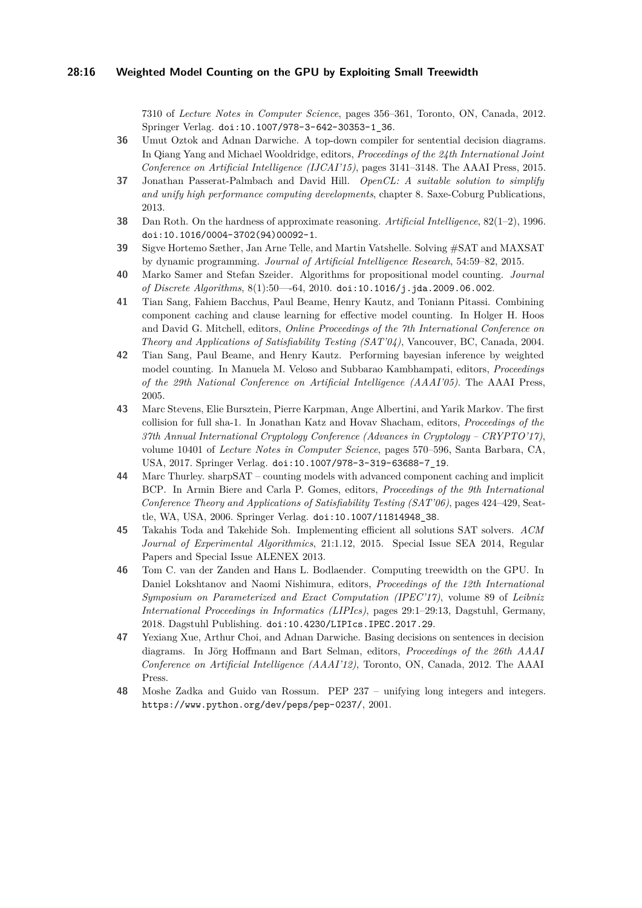7310 of *Lecture Notes in Computer Science*, pages 356–361, Toronto, ON, Canada, 2012. Springer Verlag. doi:10.1007/978-3-642-30353-1_36.

**36** Umut Oztok and Adnan Darwiche. A top-down compiler for sentential decision diagrams. In Qiang Yang and Michael Wooldridge, editors, *Proceedings of the 24th International Joint Conference on Artificial Intelligence (IJCAI'15)*, pages 3141–3148. The AAAI Press, 2015.

**37** Jonathan Passerat-Palmbach and David Hill. *OpenCL: A suitable solution to simplify and unify high performance computing developments*, chapter 8. Saxe-Coburg Publications, 2013.

**38** Dan Roth. On the hardness of approximate reasoning. *Artificial Intelligence*, 82(1–2), 1996. doi:10.1016/0004-3702(94)00092-1.

**39** Sigve Hortemo Sæther, Jan Arne Telle, and Martin Vatshelle. Solving #SAT and MAXSAT by dynamic programming. *Journal of Artificial Intelligence Research*, 54:59–82, 2015.

**40** Marko Samer and Stefan Szeider. Algorithms for propositional model counting. *Journal of Discrete Algorithms*, 8(1):50—-64, 2010. doi:10.1016/j.jda.2009.06.002.

**41** Tian Sang, Fahiem Bacchus, Paul Beame, Henry Kautz, and Toniann Pitassi. Combining component caching and clause learning for effective model counting. In Holger H. Hoos and David G. Mitchell, editors, *Online Proceedings of the 7th International Conference on Theory and Applications of Satisfiability Testing (SAT'04)*, Vancouver, BC, Canada, 2004.

**42** Tian Sang, Paul Beame, and Henry Kautz. Performing bayesian inference by weighted model counting. In Manuela M. Veloso and Subbarao Kambhampati, editors, *Proceedings of the 29th National Conference on Artificial Intelligence (AAAI'05)*. The AAAI Press, 2005.

**43** Marc Stevens, Elie Bursztein, Pierre Karpman, Ange Albertini, and Yarik Markov. The first collision for full sha-1. In Jonathan Katz and Hovav Shacham, editors, *Proceedings of the 37th Annual International Cryptology Conference (Advances in Cryptology – CRYPTO'17)*, volume 10401 of *Lecture Notes in Computer Science*, pages 570–596, Santa Barbara, CA, USA, 2017. Springer Verlag. doi:10.1007/978-3-319-63688-7_19.

**44** Marc Thurley. sharpSAT – counting models with advanced component caching and implicit BCP. In Armin Biere and Carla P. Gomes, editors, *Proceedings of the 9th International Conference Theory and Applications of Satisfiability Testing (SAT'06)*, pages 424–429, Seattle, WA, USA, 2006. Springer Verlag. doi:10.1007/11814948_38.

**45** Takahis Toda and Takehide Soh. Implementing efficient all solutions SAT solvers. *ACM Journal of Experimental Algorithmics*, 21:1.12, 2015. Special Issue SEA 2014, Regular Papers and Special Issue ALENEX 2013.

**46** Tom C. van der Zanden and Hans L. Bodlaender. Computing treewidth on the GPU. In Daniel Lokshtanov and Naomi Nishimura, editors, *Proceedings of the 12th International Symposium on Parameterized and Exact Computation (IPEC'17)*, volume 89 of *Leibniz International Proceedings in Informatics (LIPIcs)*, pages 29:1–29:13, Dagstuhl, Germany, 2018. Dagstuhl Publishing. doi:10.4230/LIPIcs.IPEC.2017.29.

**47** Yexiang Xue, Arthur Choi, and Adnan Darwiche. Basing decisions on sentences in decision diagrams. In Jörg Hoffmann and Bart Selman, editors, *Proceedings of the 26th AAAI Conference on Artificial Intelligence (AAAI'12)*, Toronto, ON, Canada, 2012. The AAAI Press.

**48** Moshe Zadka and Guido van Rossum. PEP 237 – unifying long integers and integers. https://www.python.org/dev/peps/pep-0237/, 2001.